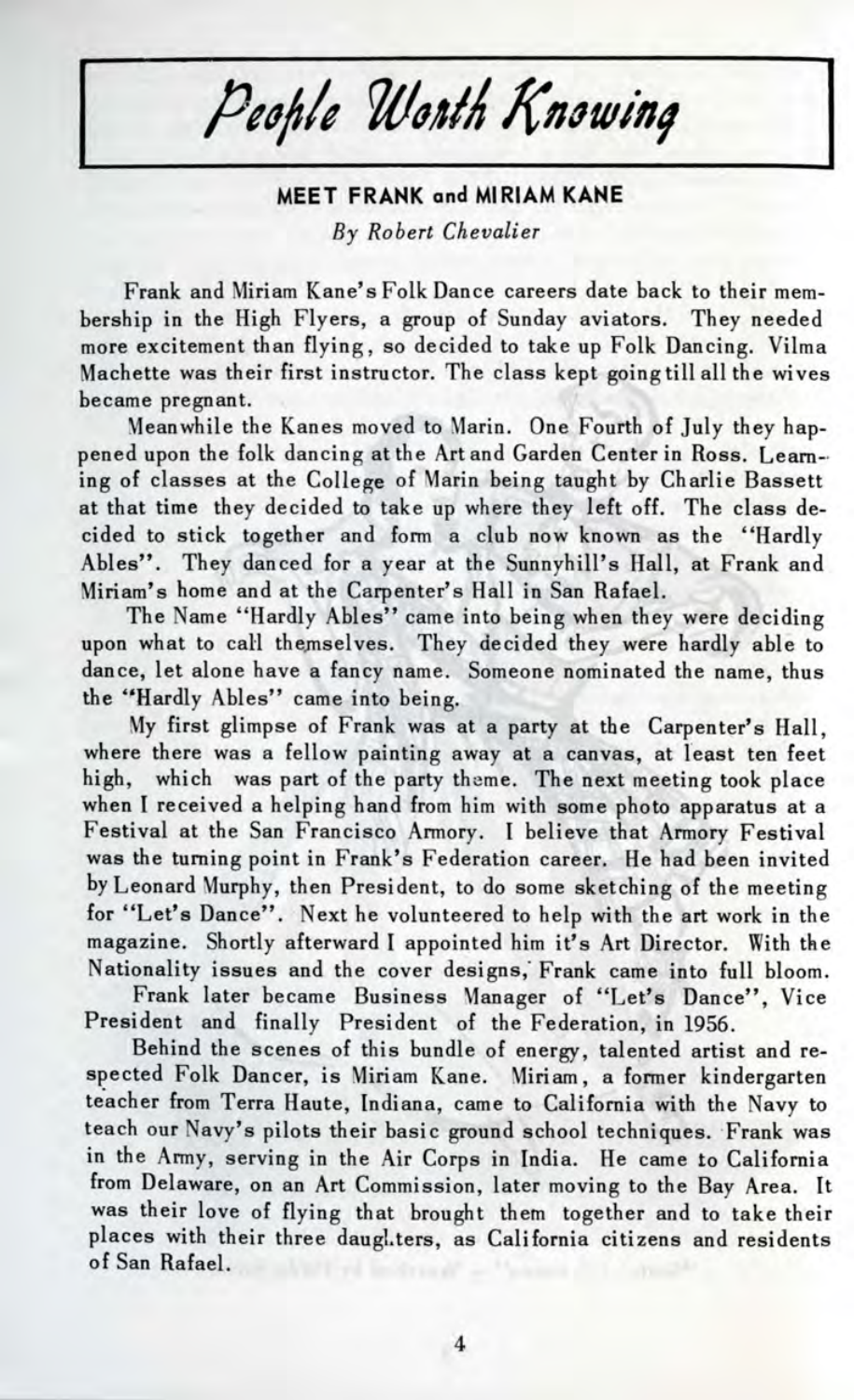# *People Worth Knowing*

## MEET FRANK and MIRIAM KANE

*By Robert Chevalier*

Frank and Miriam Kane's Folk Dance careers date back to their membership in the High Flyers, a group of Sunday aviators. They needed more excitement than flying, so decided to take up Folk Dancing. Vilma Machette was their first instructor. The class kept going till all the wives became pregnant.

Meanwhile the Kanes moved to Marin. One Fourth of July they happened upon the folk dancing at the Art and Garden Center in Ross. Learning of classes at the College of Marin being taught by Charlie Bassett at that time they decided to take up where they left off. The class decided to stick together and form a club now known as the "Hardly Ables". They danced for a year at the Sunnyhill's Hall, at Frank and Miriam's home and at the Carpenter's Hall in San Rafael.

The Name "Hardly Ables" came into being when they were deciding upon what to call themselves. They decided they were hardly able to dance, let alone have a fancy name. Someone nominated the name, thus the "Hardly Ables" came into being.

My first glimpse of Frank was at a party at the Carpenter's Hall, where there was a fellow painting away at a canvas, at least ten feet high, which was part of the party theme. The next meeting took place when I received a helping hand from him with some photo apparatus at a Festival at the San Francisco Armory. I believe that Armory Festival was the turning point in Frank's Federation career. He had been invited by Leonard Murphy, then President, to do some sketching of the meeting for "Let's Dance". Next he volunteered to help with the art work in the magazine. Shortly afterward I appointed him it's Art Director. With the Nationality issues and the cover designs, Frank came into full bloom.

Frank later became Business Manager of "Let's Dance", Vice President and finally President of the Federation, in 1956.

Behind the scenes of this bundle of energy, talented artist and respected Folk Dancer, is Miriam Kane. Miriam, a former kindergarten teacher from Terra Haute, Indiana, came to California with the Navy to teach our Navy's pilots their basic ground school techniques. Frank was in the Army, serving in the Air Corps in India. He came to California from Delaware, on an Art Commission, later moving to the Bay Area. It was their love of flying that brought them together and to take their places with their three daughters, as California citizens and residents of San Rafael.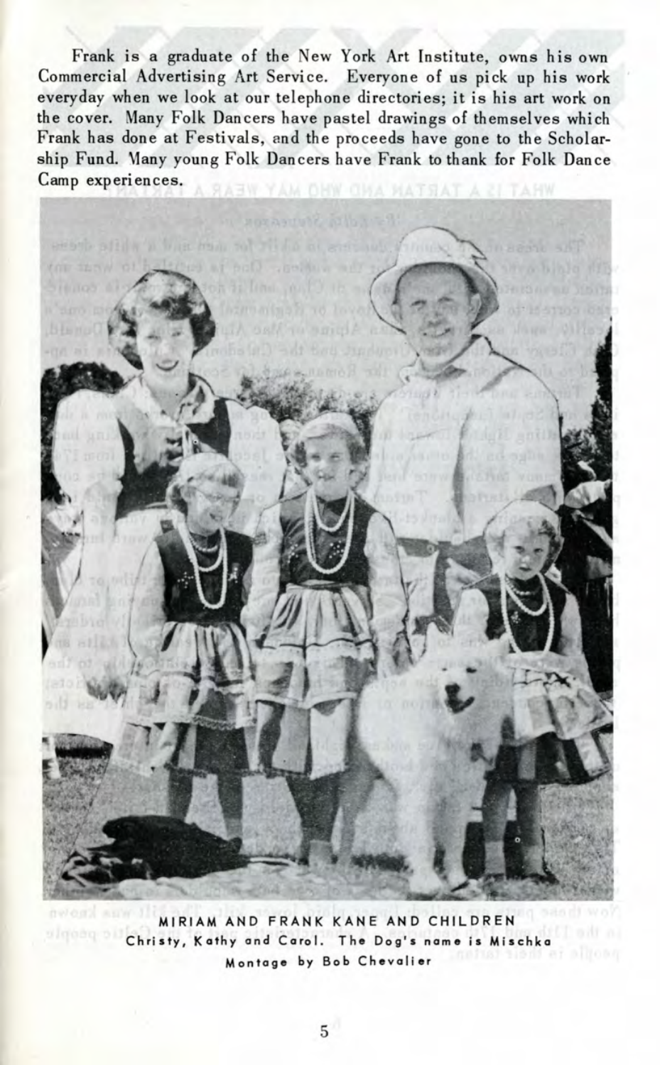Frank is a graduate of the New York Art Institute, owns his own Commercial Advertising Art Service. Everyone of us pick up his work everyday when we look at our telephone directories; it is his art work on the cover. Many Folk Dancers have pastel drawings of themselves which Frank has done at Festivals, and the proceeds have gone to the Scholarship Fund. Many young Folk Dancers have Frank to thank for Folk Dance Camp experiences.

MIRIAM AND FRANK KANE AND CHILDREN
Christy, Kathy and Carol. The Dog's name is Mischka
Montage by Bob Chevalier